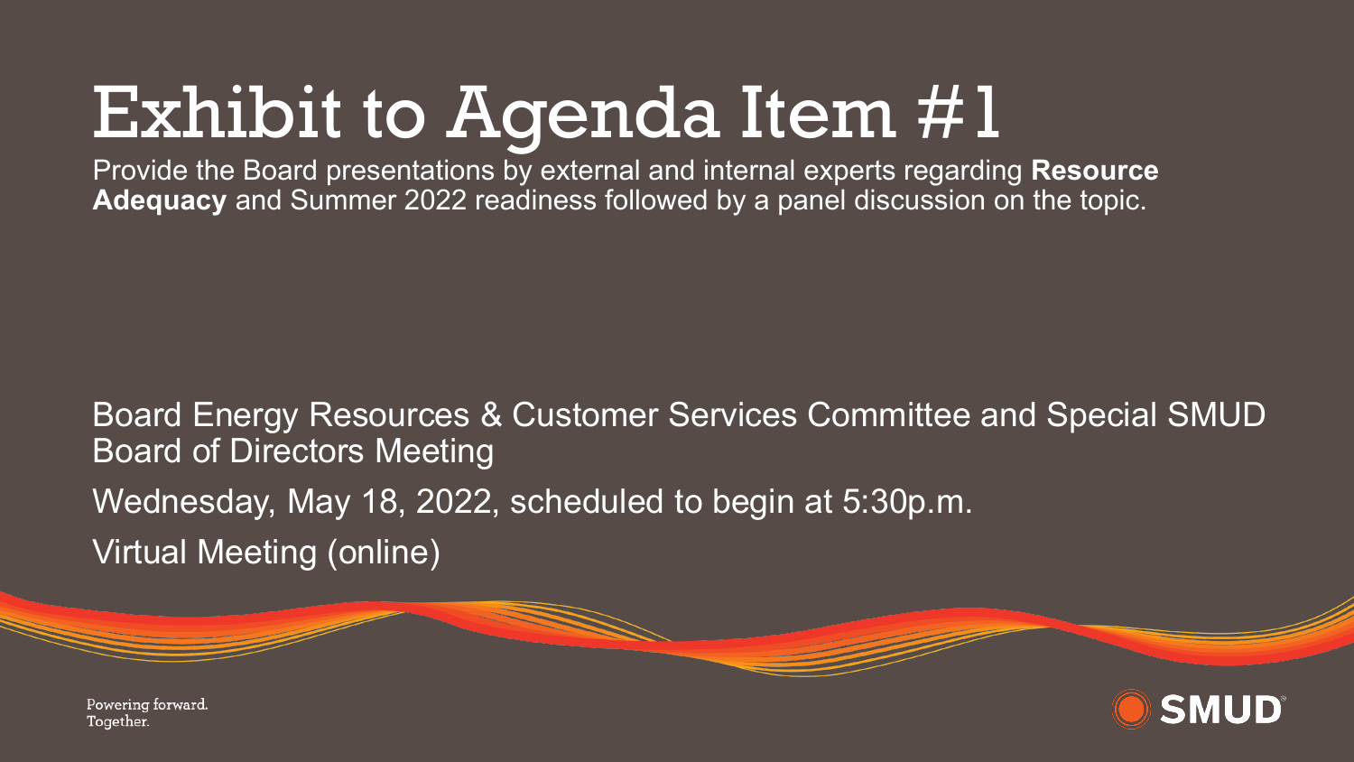# Exhibit to Agenda Item #1

Provide the Board presentations by external and internal experts regarding **Resource Adequacy** and Summer 2022 readiness followed by a panel discussion on the topic.

Board Energy Resources & Customer Services Committee and Special SMUD Board of Directors Meeting

Wednesday, May 18, 2022, scheduled to begin at 5:30p.m.

Virtual Meeting (online)

Powering forward.
Together.

SMUD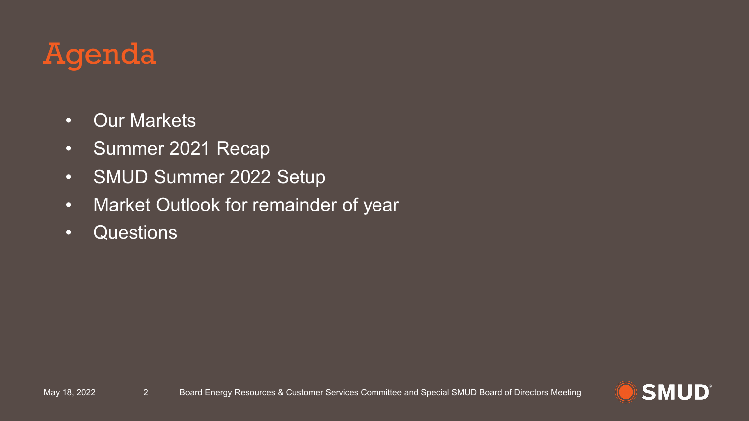# Agenda

- Our Markets
- Summer 2021 Recap
- SMUD Summer 2022 Setup
- Market Outlook for remainder of year
- Questions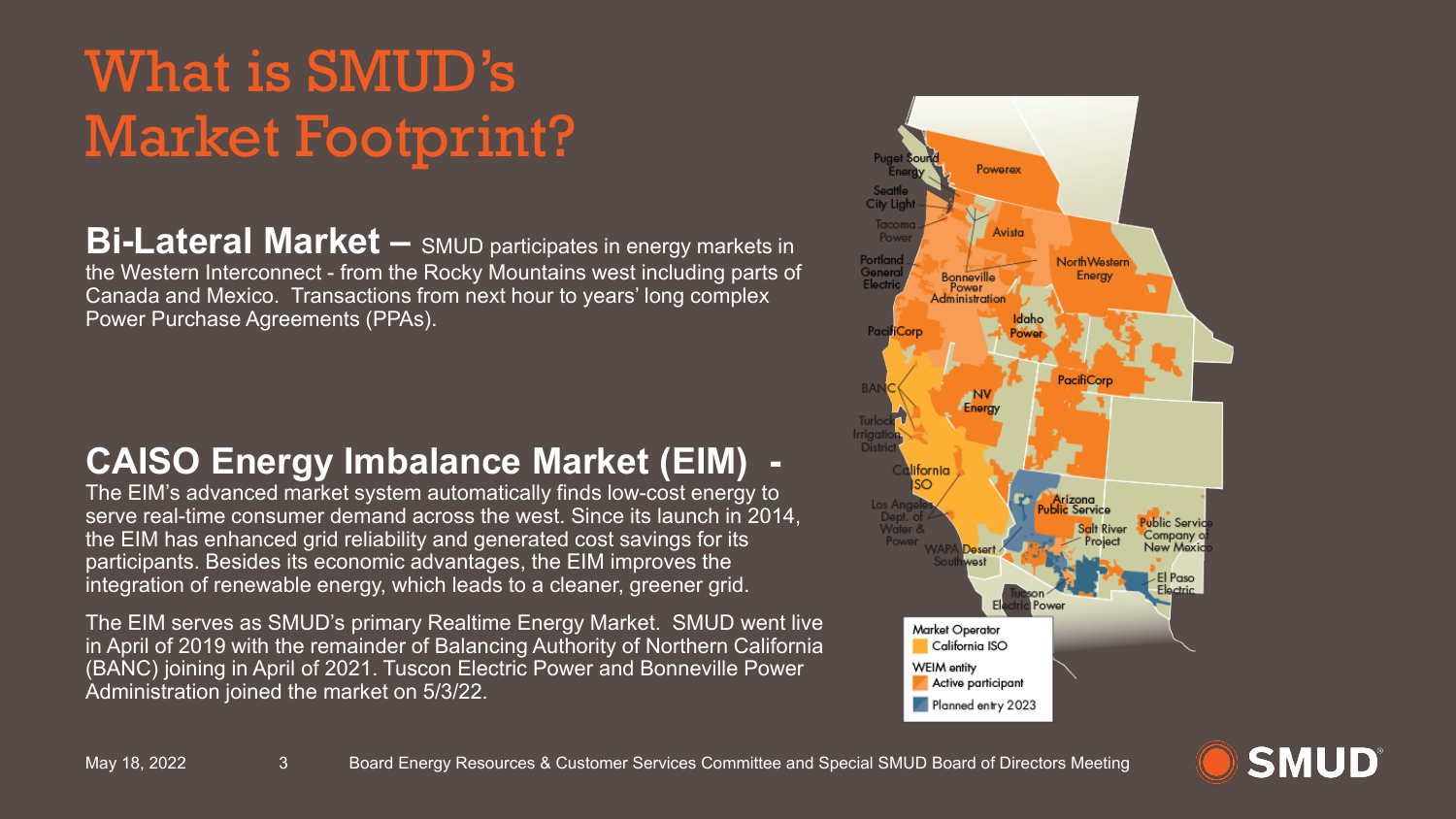# What is SMUD's Market Footprint?

**Bi-Lateral Market –** SMUD participates in energy markets in the Western Interconnect - from the Rocky Mountains west including parts of Canada and Mexico. Transactions from next hour to years' long complex Power Purchase Agreements (PPAs).

## CAISO Energy Imbalance Market (EIM) -

The EIM's advanced market system automatically finds low-cost energy to serve real-time consumer demand across the west. Since its launch in 2014, the EIM has enhanced grid reliability and generated cost savings for its participants. Besides its economic advantages, the EIM improves the integration of renewable energy, which leads to a cleaner, greener grid.

The EIM serves as SMUD's primary Realtime Energy Market. SMUD went live in April of 2019 with the remainder of Balancing Authority of Northern California (BANC) joining in April of 2021. Tuscon Electric Power and Bonneville Power Administration joined the market on 5/3/22.

Puget Sound Energy
Seattle City Light
Tacoma Power
Portland General Electric
Powerex
Avista
Bonneville Power Administration
NorthWestern Energy
Idaho Power
PacifiCorp
BANC
NV Energy
PacifiCorp
Turlock Irrigation District
California ISO
Los Angeles Dept. of Water & Power
Arizona Public Service
Salt River Project
Public Service Company of New Mexico
WAPA Desert Southwest
Tucson Electric Power
El Paso Electric

Market Operator
California ISO
WEIM entity
Active participant
Planned entry 2023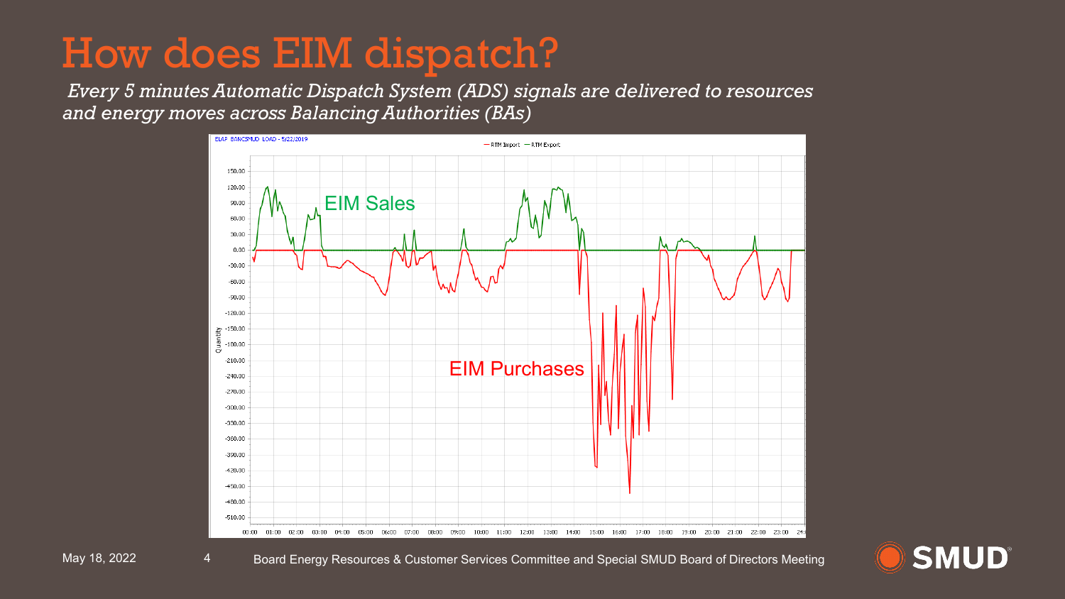# How does EIM dispatch?

*Every 5 minutes Automatic Dispatch System (ADS) signals are delivered to resources and energy moves across Balancing Authorities (BAs)*

ELAP_BANCSMUD_LOAD - 5/22/2019

— RTM Import — RTM Export

Quantity

150.00
120.00
90.00
60.00
30.00
0.00
-30.00
-60.00
-90.00
-120.00
-150.00
-180.00
-210.00
-240.00
-270.00
-300.00
-330.00
-360.00
-390.00
-420.00
-450.00
-480.00
-510.00

00:00 01:00 02:00 03:00 04:00 05:00 06:00 07:00 08:00 09:00 10:00 11:00 12:00 13:00 14:00 15:00 16:00 17:00 18:00 19:00 20:00 21:00 22:00 23:00 24:00

EIM Sales

EIM Purchases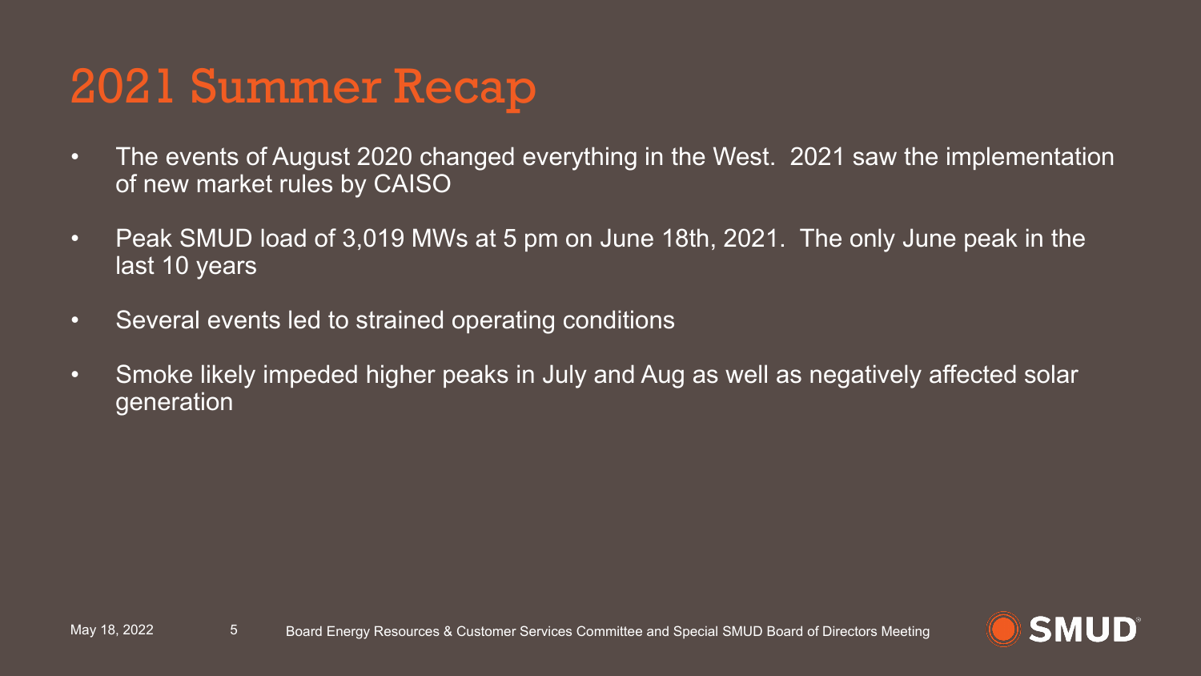# 2021 Summer Recap

- The events of August 2020 changed everything in the West. 2021 saw the implementation of new market rules by CAISO
- Peak SMUD load of 3,019 MWs at 5 pm on June 18th, 2021. The only June peak in the last 10 years
- Several events led to strained operating conditions
- Smoke likely impeded higher peaks in July and Aug as well as negatively affected solar generation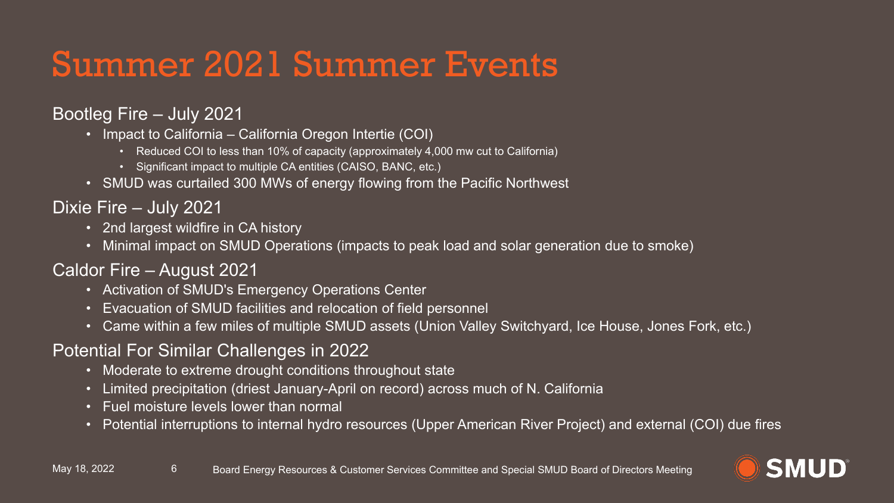# Summer 2021 Summer Events

## Bootleg Fire – July 2021

- Impact to California – California Oregon Intertie (COI)
  - Reduced COI to less than 10% of capacity (approximately 4,000 mw cut to California)
  - Significant impact to multiple CA entities (CAISO, BANC, etc.)
- SMUD was curtailed 300 MWs of energy flowing from the Pacific Northwest

## Dixie Fire – July 2021

- 2nd largest wildfire in CA history
- Minimal impact on SMUD Operations (impacts to peak load and solar generation due to smoke)

## Caldor Fire – August 2021

- Activation of SMUD's Emergency Operations Center
- Evacuation of SMUD facilities and relocation of field personnel
- Came within a few miles of multiple SMUD assets (Union Valley Switchyard, Ice House, Jones Fork, etc.)

## Potential For Similar Challenges in 2022

- Moderate to extreme drought conditions throughout state
- Limited precipitation (driest January-April on record) across much of N. California
- Fuel moisture levels lower than normal
- Potential interruptions to internal hydro resources (Upper American River Project) and external (COI) due fires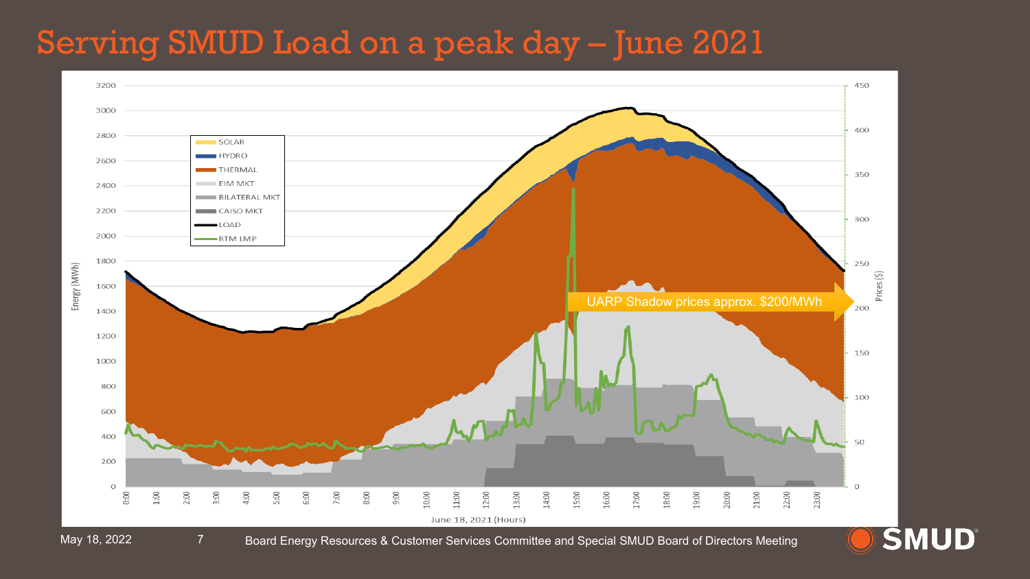# Serving SMUD Load on a peak day – June 2021

Energy (MWh)

3200
3000
2800
2600
2400
2200
2000
1800
1600
1400
1200
1000
800
600
400
200
0

Prices ($)

450
400
350
300
250
200
150
100
50
0

SOLAR
HYDRO
THERMAL
EIM MKT
BILATERAL MKT
CAISO MKT
LOAD
RTM LMP

UARP Shadow prices approx. $200/MWh

0:00
1:00
2:00
3:00
4:00
5:00
6:00
7:00
8:00
9:00
10:00
11:00
12:00
13:00
14:00
15:00
16:00
17:00
18:00
19:00
20:00
21:00
22:00
23:00

June 18, 2021 (Hours)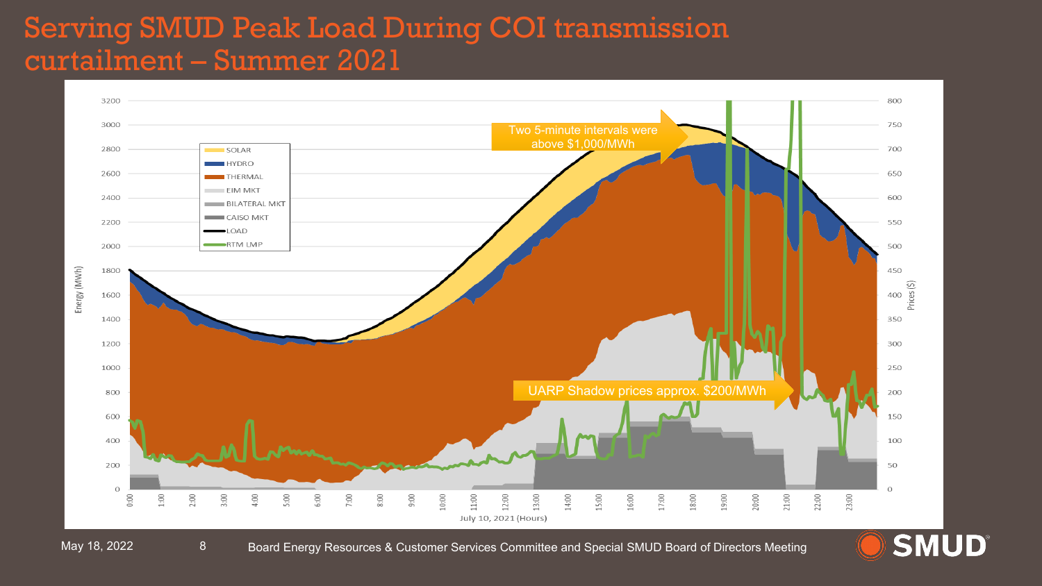# Serving SMUD Peak Load During COI transmission curtailment – Summer 2021

Two 5-minute intervals were above $1,000/MWh

UARP Shadow prices approx. $200/MWh

SOLAR
HYDRO
THERMAL
EIM MKT
BILATERAL MKT
CAISO MKT
LOAD
RTM LMP

Energy (MWh)

3200
3000
2800
2600
2400
2200
2000
1800
1600
1400
1200
1000
800
600
400
200
0

Prices ($)

800
750
700
650
600
550
500
450
400
350
300
250
200
150
100
50
0

0:00 1:00 2:00 3:00 4:00 5:00 6:00 7:00 8:00 9:00 10:00 11:00 12:00 13:00 14:00 15:00 16:00 17:00 18:00 19:00 20:00 21:00 22:00 23:00

July 10, 2021 (Hours)

May 18, 2022

Board Energy Resources & Customer Services Committee and Special SMUD Board of Directors Meeting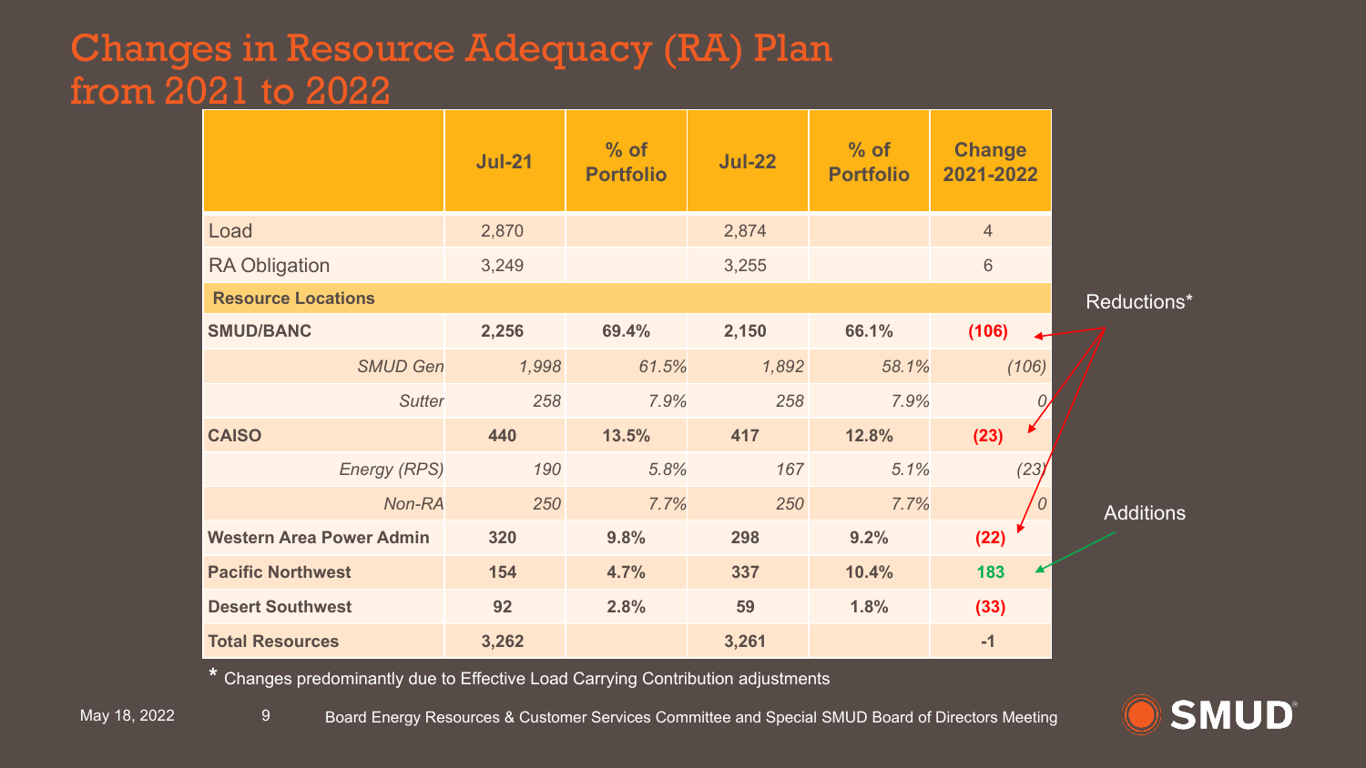# Changes in Resource Adequacy (RA) Plan from 2021 to 2022

| | Jul-21 | % of Portfolio | Jul-22 | % of Portfolio | Change 2021-2022 |
|---|---|---|---|---|---|
| Load | 2,870 | | 2,874 | | 4 |
| RA Obligation | 3,249 | | 3,255 | | 6 |
| **Resource Locations** | | | | | |
| **SMUD/BANC** | **2,256** | **69.4%** | **2,150** | **66.1%** | **(106)** |
| *SMUD Gen* | *1,998* | *61.5%* | *1,892* | *58.1%* | *(106)* |
| *Sutter* | *258* | *7.9%* | *258* | *7.9%* | *0* |
| **CAISO** | **440** | **13.5%** | **417** | **12.8%** | **(23)** |
| *Energy (RPS)* | *190* | *5.8%* | *167* | *5.1%* | *(23)* |
| *Non-RA* | *250* | *7.7%* | *250* | *7.7%* | *0* |
| **Western Area Power Admin** | **320** | **9.8%** | **298** | **9.2%** | **(22)** |
| **Pacific Northwest** | **154** | **4.7%** | **337** | **10.4%** | **183** |
| **Desert Southwest** | **92** | **2.8%** | **59** | **1.8%** | **(33)** |
| **Total Resources** | **3,262** | | **3,261** | | **-1** |

Reductions*

Additions

\* Changes predominantly due to Effective Load Carrying Contribution adjustments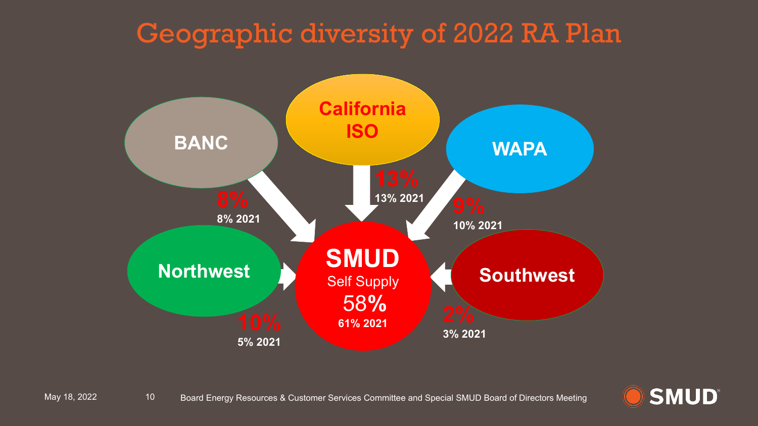# Geographic diversity of 2022 RA Plan

BANC
8%
8% 2021

California ISO
13%
13% 2021

WAPA
9%
10% 2021

Northwest
10%
5% 2021

SMUD
Self Supply
58%
61% 2021

Southwest
2%
3% 2021

Board Energy Resources & Customer Services Committee and Special SMUD Board of Directors Meeting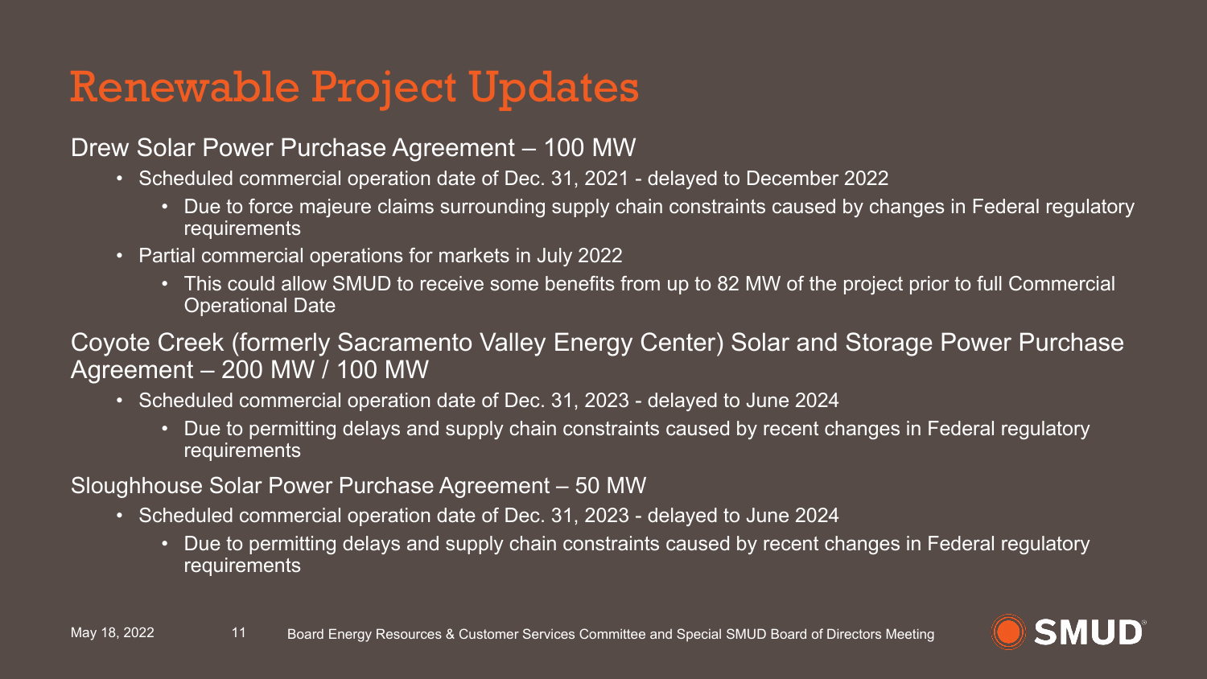# Renewable Project Updates

Drew Solar Power Purchase Agreement – 100 MW

- Scheduled commercial operation date of Dec. 31, 2021 - delayed to December 2022
  - Due to force majeure claims surrounding supply chain constraints caused by changes in Federal regulatory requirements
- Partial commercial operations for markets in July 2022
  - This could allow SMUD to receive some benefits from up to 82 MW of the project prior to full Commercial Operational Date

Coyote Creek (formerly Sacramento Valley Energy Center) Solar and Storage Power Purchase Agreement – 200 MW / 100 MW

- Scheduled commercial operation date of Dec. 31, 2023 - delayed to June 2024
  - Due to permitting delays and supply chain constraints caused by recent changes in Federal regulatory requirements

Sloughhouse Solar Power Purchase Agreement – 50 MW

- Scheduled commercial operation date of Dec. 31, 2023 - delayed to June 2024
  - Due to permitting delays and supply chain constraints caused by recent changes in Federal regulatory requirements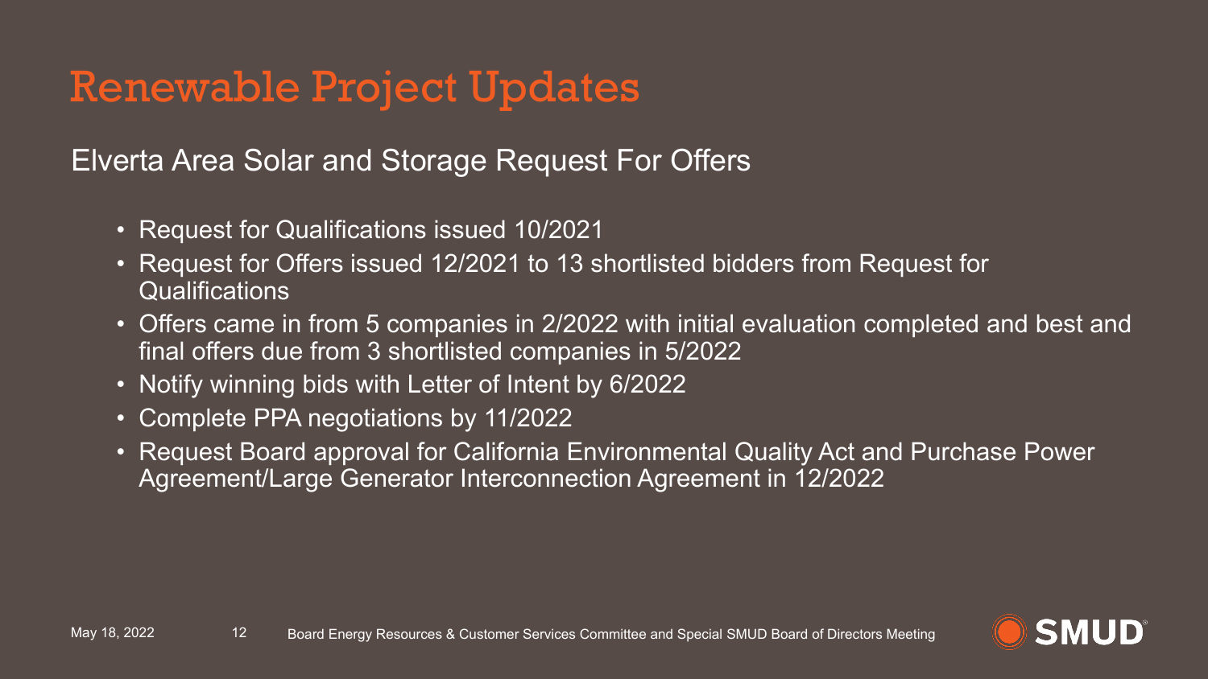# Renewable Project Updates

## Elverta Area Solar and Storage Request For Offers

- Request for Qualifications issued 10/2021
- Request for Offers issued 12/2021 to 13 shortlisted bidders from Request for Qualifications
- Offers came in from 5 companies in 2/2022 with initial evaluation completed and best and final offers due from 3 shortlisted companies in 5/2022
- Notify winning bids with Letter of Intent by 6/2022
- Complete PPA negotiations by 11/2022
- Request Board approval for California Environmental Quality Act and Purchase Power Agreement/Large Generator Interconnection Agreement in 12/2022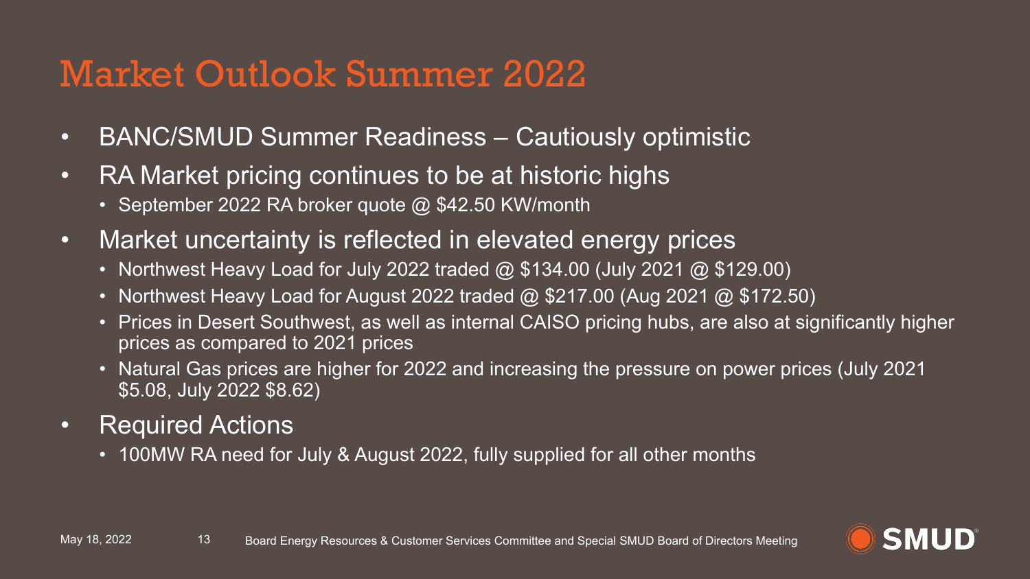# Market Outlook Summer 2022

- BANC/SMUD Summer Readiness – Cautiously optimistic
- RA Market pricing continues to be at historic highs
  - September 2022 RA broker quote @ $42.50 KW/month
- Market uncertainty is reflected in elevated energy prices
  - Northwest Heavy Load for July 2022 traded @ $134.00 (July 2021 @ $129.00)
  - Northwest Heavy Load for August 2022 traded @ $217.00 (Aug 2021 @ $172.50)
  - Prices in Desert Southwest, as well as internal CAISO pricing hubs, are also at significantly higher prices as compared to 2021 prices
  - Natural Gas prices are higher for 2022 and increasing the pressure on power prices (July 2021 $5.08, July 2022 $8.62)
- Required Actions
  - 100MW RA need for July & August 2022, fully supplied for all other months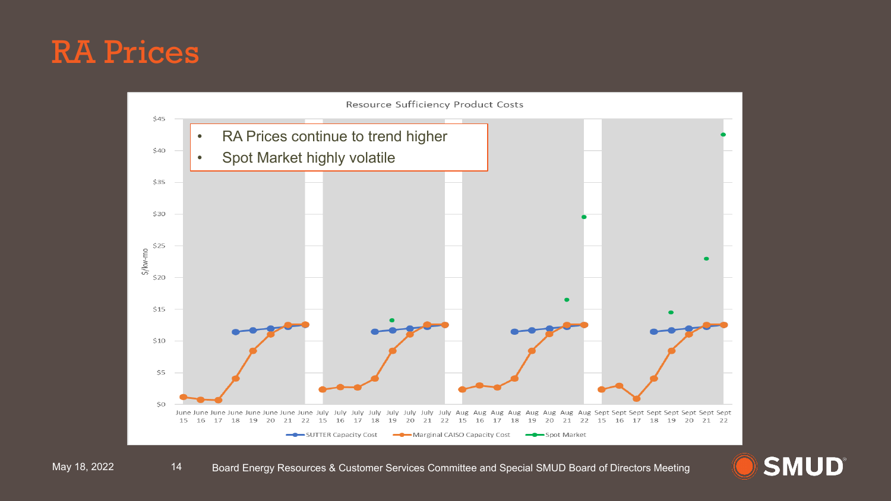# RA Prices

Resource Sufficiency Product Costs

- RA Prices continue to trend higher
- Spot Market highly volatile

$/kw-mo

$45
$40
$35
$30
$25
$20
$15
$10
$5
$0

June 15, June 16, June 17, June 18, June 19, June 20, June 21, June 22, July 15, July 16, July 17, July 18, July 19, July 20, July 21, July 22, Aug 15, Aug 16, Aug 17, Aug 18, Aug 19, Aug 20, Aug 21, Aug 22, Sept 15, Sept 16, Sept 17, Sept 18, Sept 19, Sept 20, Sept 21, Sept 22

SUTTER Capacity Cost
Marginal CAISO Capacity Cost
Spot Market

May 18, 2022

Board Energy Resources & Customer Services Committee and Special SMUD Board of Directors Meeting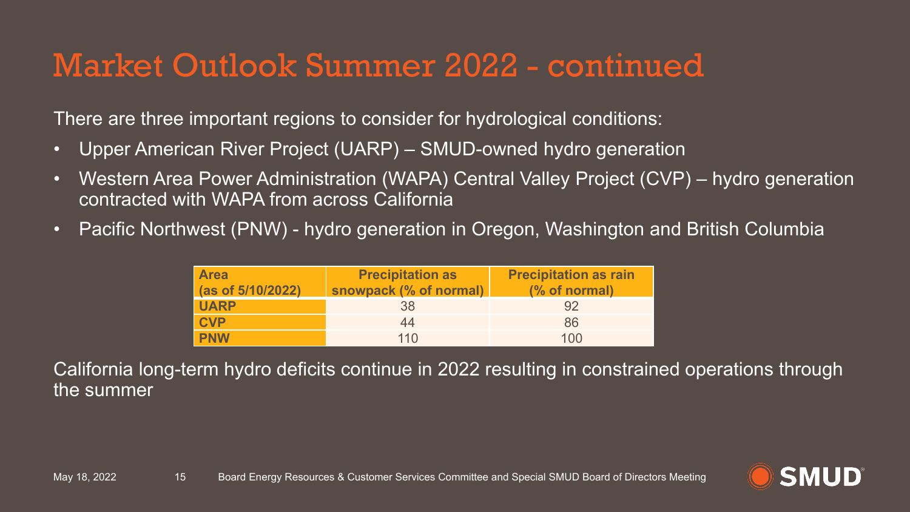# Market Outlook Summer 2022 - continued

There are three important regions to consider for hydrological conditions:

- Upper American River Project (UARP) – SMUD-owned hydro generation
- Western Area Power Administration (WAPA) Central Valley Project (CVP) – hydro generation contracted with WAPA from across California
- Pacific Northwest (PNW) - hydro generation in Oregon, Washington and British Columbia

| Area (as of 5/10/2022) | Precipitation as snowpack (% of normal) | Precipitation as rain (% of normal) |
|---|---|---|
| **UARP** | 38 | 92 |
| **CVP** | 44 | 86 |
| **PNW** | 110 | 100 |

California long-term hydro deficits continue in 2022 resulting in constrained operations through the summer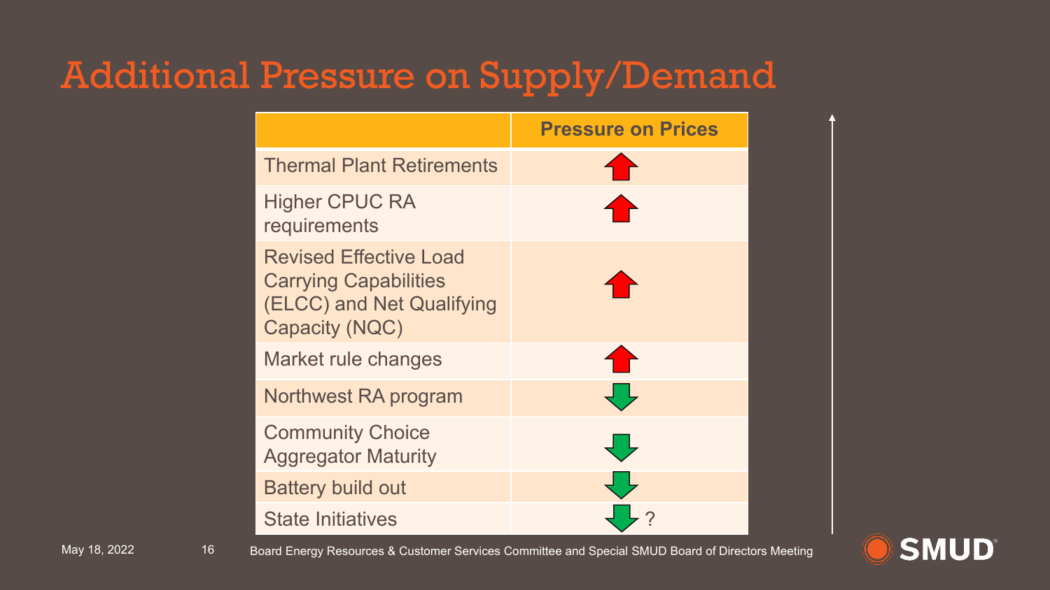# Additional Pressure on Supply/Demand

| | Pressure on Prices |
|---|---|
| Thermal Plant Retirements | ↑ |
| Higher CPUC RA requirements | ↑ |
| Revised Effective Load Carrying Capabilities (ELCC) and Net Qualifying Capacity (NQC) | ↑ |
| Market rule changes | ↑ |
| Northwest RA program | ↓ |
| Community Choice Aggregator Maturity | ↓ |
| Battery build out | ↓ |
| State Initiatives | ↓ ? |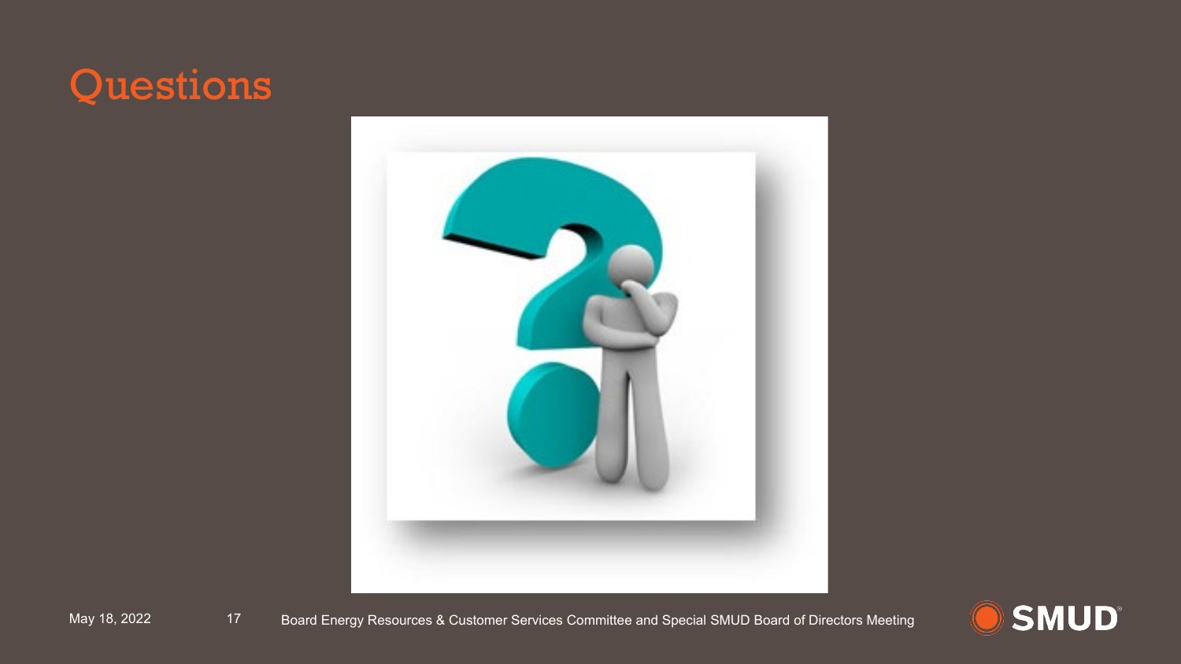# Questions